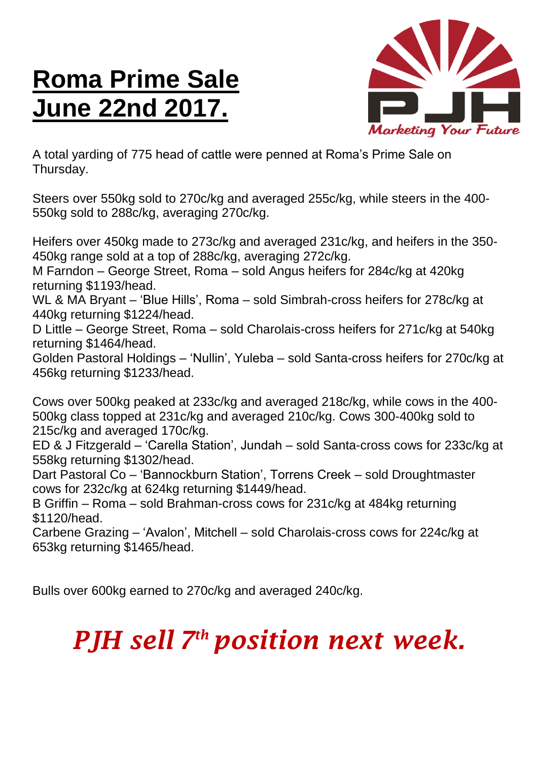# **Roma Prime Sale June 22nd 2017.**

A total yarding of 775 head of cattle were penned at Roma's Prime Sale on Thursday.

Steers over 550kg sold to 270c/kg and averaged 255c/kg, while steers in the 400-550kg sold to 288c/kg, averaging 270c/kg.

Heifers over 450kg made to 273c/kg and averaged 231c/kg, and heifers in the 350-450kg range sold at a top of 288c/kg, averaging 272c/kg.
M Farndon – George Street, Roma – sold Angus heifers for 284c/kg at 420kg returning $1193/head.
WL & MA Bryant – 'Blue Hills', Roma – sold Simbrah-cross heifers for 278c/kg at 440kg returning $1224/head.
D Little – George Street, Roma – sold Charolais-cross heifers for 271c/kg at 540kg returning $1464/head.
Golden Pastoral Holdings – 'Nullin', Yuleba – sold Santa-cross heifers for 270c/kg at 456kg returning $1233/head.

Cows over 500kg peaked at 233c/kg and averaged 218c/kg, while cows in the 400-500kg class topped at 231c/kg and averaged 210c/kg. Cows 300-400kg sold to 215c/kg and averaged 170c/kg.
ED & J Fitzgerald – 'Carella Station', Jundah – sold Santa-cross cows for 233c/kg at 558kg returning $1302/head.
Dart Pastoral Co – 'Bannockburn Station', Torrens Creek – sold Droughtmaster cows for 232c/kg at 624kg returning $1449/head.
B Griffin – Roma – sold Brahman-cross cows for 231c/kg at 484kg returning $1120/head.
Carbene Grazing – 'Avalon', Mitchell – sold Charolais-cross cows for 224c/kg at 653kg returning $1465/head.

Bulls over 600kg earned to 270c/kg and averaged 240c/kg.

## ***PJH sell 7th position next week.***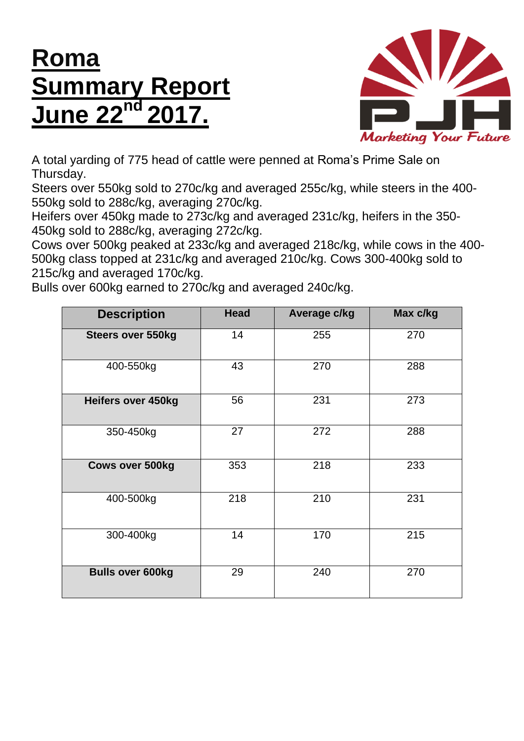# Roma Summary Report June 22nd 2017.

PJH
*Marketing Your Future*

A total yarding of 775 head of cattle were penned at Roma's Prime Sale on Thursday.

Steers over 550kg sold to 270c/kg and averaged 255c/kg, while steers in the 400-550kg sold to 288c/kg, averaging 270c/kg.

Heifers over 450kg made to 273c/kg and averaged 231c/kg, heifers in the 350-450kg sold to 288c/kg, averaging 272c/kg.

Cows over 500kg peaked at 233c/kg and averaged 218c/kg, while cows in the 400-500kg class topped at 231c/kg and averaged 210c/kg. Cows 300-400kg sold to 215c/kg and averaged 170c/kg.

Bulls over 600kg earned to 270c/kg and averaged 240c/kg.

| Description | Head | Average c/kg | Max c/kg |
| --- | --- | --- | --- |
| **Steers over 550kg** | 14 | 255 | 270 |
| 400-550kg | 43 | 270 | 288 |
| **Heifers over 450kg** | 56 | 231 | 273 |
| 350-450kg | 27 | 272 | 288 |
| **Cows over 500kg** | 353 | 218 | 233 |
| 400-500kg | 218 | 210 | 231 |
| 300-400kg | 14 | 170 | 215 |
| **Bulls over 600kg** | 29 | 240 | 270 |